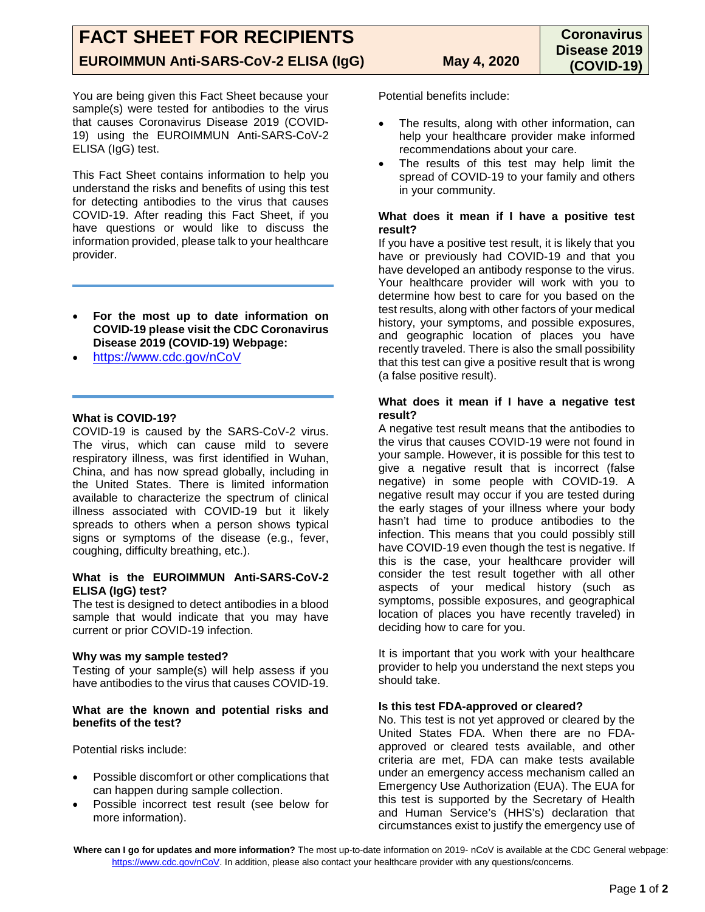# FACT SHEET FOR RECIPIENTS

**EUROIMMUN Anti-SARS-CoV-2 ELISA (IgG)** **May 4, 2020**

**Coronavirus Disease 2019 (COVID-19)**

You are being given this Fact Sheet because your sample(s) were tested for antibodies to the virus that causes Coronavirus Disease 2019 (COVID-19) using the EUROIMMUN Anti-SARS-CoV-2 ELISA (IgG) test.

This Fact Sheet contains information to help you understand the risks and benefits of using this test for detecting antibodies to the virus that causes COVID-19. After reading this Fact Sheet, if you have questions or would like to discuss the information provided, please talk to your healthcare provider.

---

- **For the most up to date information on COVID-19 please visit the CDC Coronavirus Disease 2019 (COVID-19) Webpage:**
- https://www.cdc.gov/nCoV

---

**What is COVID-19?**

COVID-19 is caused by the SARS-CoV-2 virus. The virus, which can cause mild to severe respiratory illness, was first identified in Wuhan, China, and has now spread globally, including in the United States. There is limited information available to characterize the spectrum of clinical illness associated with COVID-19 but it likely spreads to others when a person shows typical signs or symptoms of the disease (e.g., fever, coughing, difficulty breathing, etc.).

**What is the EUROIMMUN Anti-SARS-CoV-2 ELISA (IgG) test?**

The test is designed to detect antibodies in a blood sample that would indicate that you may have current or prior COVID-19 infection.

**Why was my sample tested?**

Testing of your sample(s) will help assess if you have antibodies to the virus that causes COVID-19.

**What are the known and potential risks and benefits of the test?**

Potential risks include:

- Possible discomfort or other complications that can happen during sample collection.
- Possible incorrect test result (see below for more information).

Potential benefits include:

- The results, along with other information, can help your healthcare provider make informed recommendations about your care.
- The results of this test may help limit the spread of COVID-19 to your family and others in your community.

**What does it mean if I have a positive test result?**

If you have a positive test result, it is likely that you have or previously had COVID-19 and that you have developed an antibody response to the virus. Your healthcare provider will work with you to determine how best to care for you based on the test results, along with other factors of your medical history, your symptoms, and possible exposures, and geographic location of places you have recently traveled. There is also the small possibility that this test can give a positive result that is wrong (a false positive result).

**What does it mean if I have a negative test result?**

A negative test result means that the antibodies to the virus that causes COVID-19 were not found in your sample. However, it is possible for this test to give a negative result that is incorrect (false negative) in some people with COVID-19. A negative result may occur if you are tested during the early stages of your illness where your body hasn't had time to produce antibodies to the infection. This means that you could possibly still have COVID-19 even though the test is negative. If this is the case, your healthcare provider will consider the test result together with all other aspects of your medical history (such as symptoms, possible exposures, and geographical location of places you have recently traveled) in deciding how to care for you.

It is important that you work with your healthcare provider to help you understand the next steps you should take.

**Is this test FDA-approved or cleared?**

No. This test is not yet approved or cleared by the United States FDA. When there are no FDA-approved or cleared tests available, and other criteria are met, FDA can make tests available under an emergency access mechanism called an Emergency Use Authorization (EUA). The EUA for this test is supported by the Secretary of Health and Human Service's (HHS's) declaration that circumstances exist to justify the emergency use of

**Where can I go for updates and more information?** The most up-to-date information on 2019- nCoV is available at the CDC General webpage: https://www.cdc.gov/nCoV. In addition, please also contact your healthcare provider with any questions/concerns.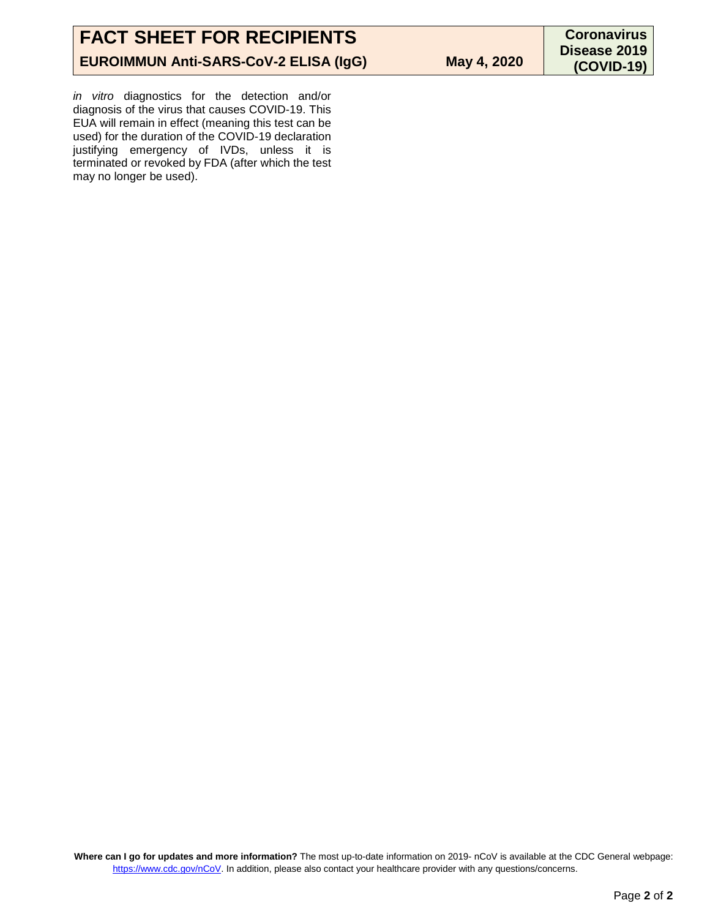*in vitro* diagnostics for the detection and/or diagnosis of the virus that causes COVID-19. This EUA will remain in effect (meaning this test can be used) for the duration of the COVID-19 declaration justifying emergency of IVDs, unless it is terminated or revoked by FDA (after which the test may no longer be used).

**Where can I go for updates and more information?** The most up-to-date information on 2019- nCoV is available at the CDC General webpage: https://www.cdc.gov/nCoV. In addition, please also contact your healthcare provider with any questions/concerns.